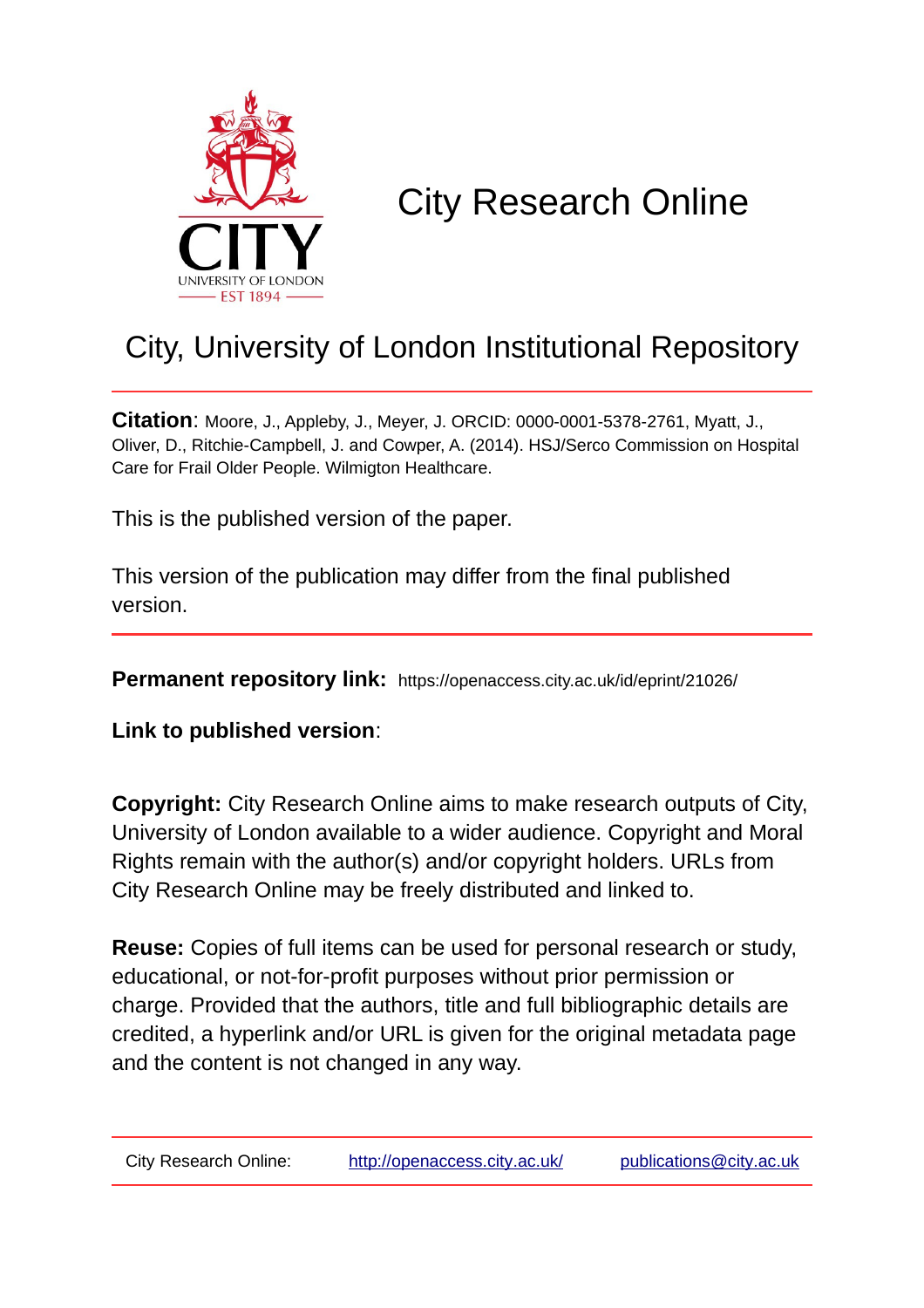# City Research Online

## City, University of London Institutional Repository

**Citation**: Moore, J., Appleby, J., Meyer, J. ORCID: 0000-0001-5378-2761, Myatt, J., Oliver, D., Ritchie-Campbell, J. and Cowper, A. (2014). HSJ/Serco Commission on Hospital Care for Frail Older People. Wilmigton Healthcare.

This is the published version of the paper.

This version of the publication may differ from the final published version.

---

**Permanent repository link:** https://openaccess.city.ac.uk/id/eprint/21026/

**Link to published version**:

**Copyright:** City Research Online aims to make research outputs of City, University of London available to a wider audience. Copyright and Moral Rights remain with the author(s) and/or copyright holders. URLs from City Research Online may be freely distributed and linked to.

**Reuse:** Copies of full items can be used for personal research or study, educational, or not-for-profit purposes without prior permission or charge. Provided that the authors, title and full bibliographic details are credited, a hyperlink and/or URL is given for the original metadata page and the content is not changed in any way.

---

City Research Online: http://openaccess.city.ac.uk/ publications@city.ac.uk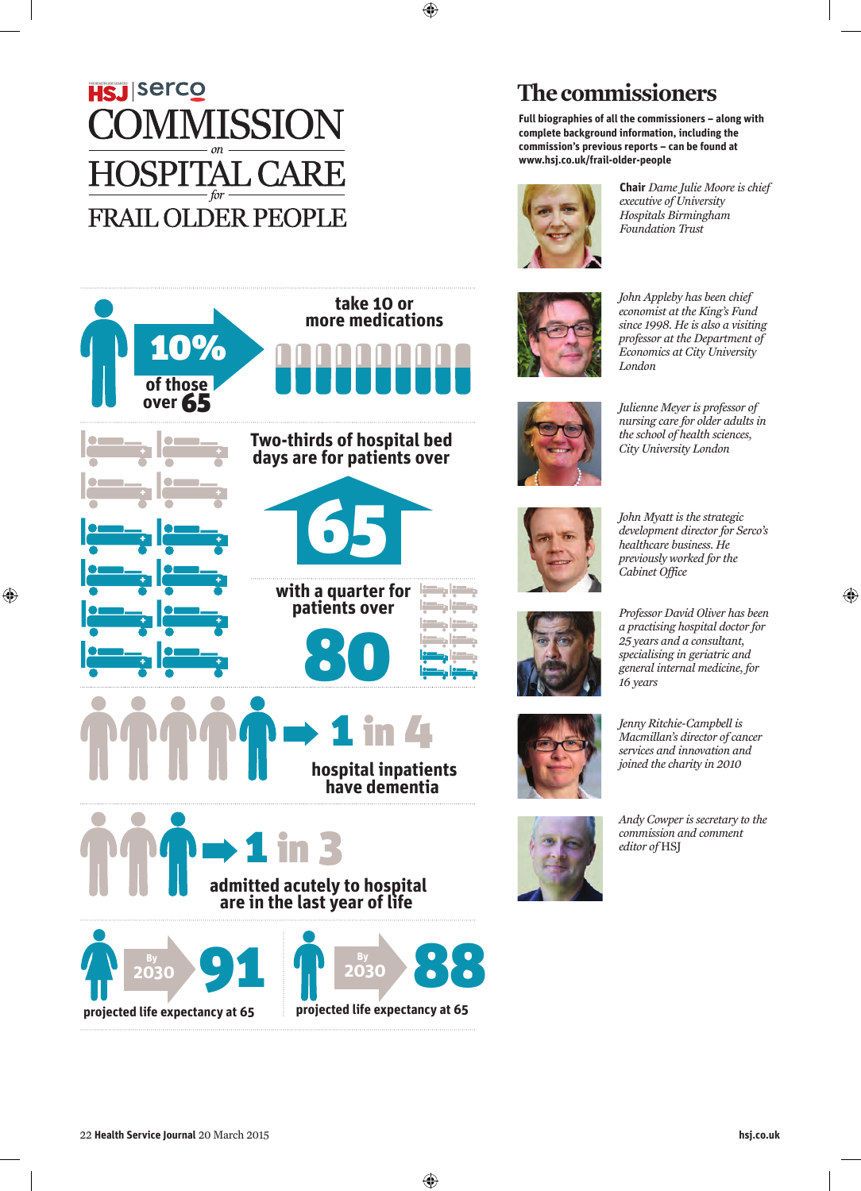HSJ | serco

# COMMISSION *on* HOSPITAL CARE *for* FRAIL OLDER PEOPLE

**10%** of those over **65** take 10 or more medications

Two-thirds of hospital bed days are for patients over **65** with a quarter for patients over **80**

**1 in 4** hospital inpatients have dementia

**1 in 3** admitted acutely to hospital are in the last year of life

By 2030 **91** projected life expectancy at 65

By 2030 **88** projected life expectancy at 65

## The commissioners

**Full biographies of all the commissioners – along with complete background information, including the commission's previous reports – can be found at www.hsj.co.uk/frail-older-people**

**Chair** *Dame Julie Moore is chief executive of University Hospitals Birmingham Foundation Trust*

*John Appleby has been chief economist at the King's Fund since 1998. He is also a visiting professor at the Department of Economics at City University London*

*Julienne Meyer is professor of nursing care for older adults in the school of health sciences, City University London*

*John Myatt is the strategic development director for Serco's healthcare business. He previously worked for the Cabinet Office*

*Professor David Oliver has been a practising hospital doctor for 25 years and a consultant, specialising in geriatric and general internal medicine, for 16 years*

*Jenny Ritchie-Campbell is Macmillan's director of cancer services and innovation and joined the charity in 2010*

*Andy Cowper is secretary to the commission and comment editor of* HSJ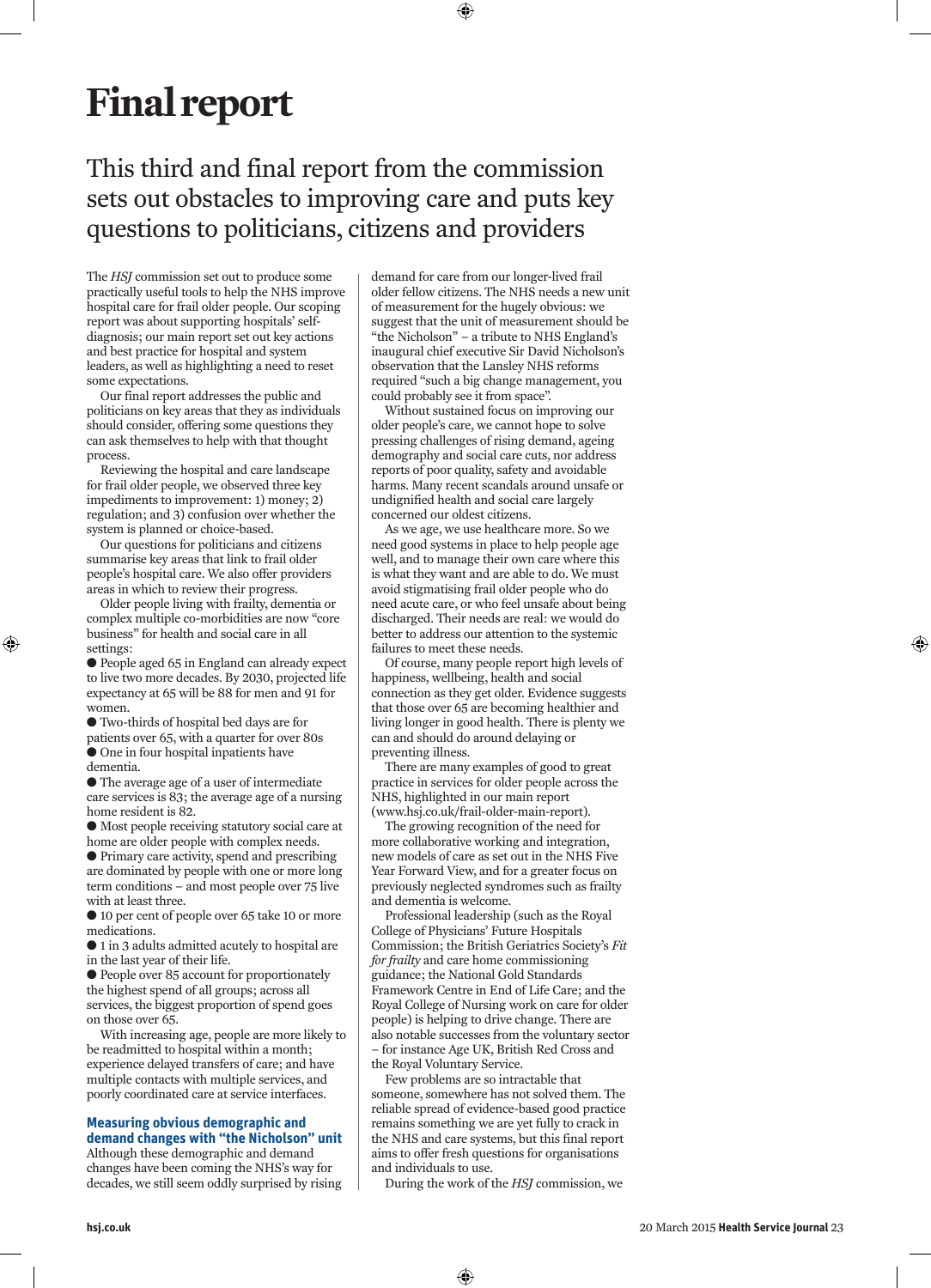# Final report

## This third and final report from the commission sets out obstacles to improving care and puts key questions to politicians, citizens and providers

The *HSJ* commission set out to produce some practically useful tools to help the NHS improve hospital care for frail older people. Our scoping report was about supporting hospitals' self-diagnosis; our main report set out key actions and best practice for hospital and system leaders, as well as highlighting a need to reset some expectations.

Our final report addresses the public and politicians on key areas that they as individuals should consider, offering some questions they can ask themselves to help with that thought process.

Reviewing the hospital and care landscape for frail older people, we observed three key impediments to improvement: 1) money; 2) regulation; and 3) confusion over whether the system is planned or choice-based.

Our questions for politicians and citizens summarise key areas that link to frail older people's hospital care. We also offer providers areas in which to review their progress.

Older people living with frailty, dementia or complex multiple co-morbidities are now "core business" for health and social care in all settings:

- People aged 65 in England can already expect to live two more decades. By 2030, projected life expectancy at 65 will be 88 for men and 91 for women.
- Two-thirds of hospital bed days are for patients over 65, with a quarter for over 80s
- One in four hospital inpatients have dementia.
- The average age of a user of intermediate care services is 83; the average age of a nursing home resident is 82.
- Most people receiving statutory social care at home are older people with complex needs.
- Primary care activity, spend and prescribing are dominated by people with one or more long term conditions – and most people over 75 live with at least three.
- 10 per cent of people over 65 take 10 or more medications.
- 1 in 3 adults admitted acutely to hospital are in the last year of their life.
- People over 85 account for proportionately the highest spend of all groups; across all services, the biggest proportion of spend goes on those over 65.

With increasing age, people are more likely to be readmitted to hospital within a month; experience delayed transfers of care; and have multiple contacts with multiple services, and poorly coordinated care at service interfaces.

### Measuring obvious demographic and demand changes with "the Nicholson" unit

Although these demographic and demand changes have been coming the NHS's way for decades, we still seem oddly surprised by rising demand for care from our longer-lived frail older fellow citizens. The NHS needs a new unit of measurement for the hugely obvious: we suggest that the unit of measurement should be "the Nicholson" – a tribute to NHS England's inaugural chief executive Sir David Nicholson's observation that the Lansley NHS reforms required "such a big change management, you could probably see it from space".

Without sustained focus on improving our older people's care, we cannot hope to solve pressing challenges of rising demand, ageing demography and social care cuts, nor address reports of poor quality, safety and avoidable harms. Many recent scandals around unsafe or undignified health and social care largely concerned our oldest citizens.

As we age, we use healthcare more. So we need good systems in place to help people age well, and to manage their own care where this is what they want and are able to do. We must avoid stigmatising frail older people who do need acute care, or who feel unsafe about being discharged. Their needs are real: we would do better to address our attention to the systemic failures to meet these needs.

Of course, many people report high levels of happiness, wellbeing, health and social connection as they get older. Evidence suggests that those over 65 are becoming healthier and living longer in good health. There is plenty we can and should do around delaying or preventing illness.

There are many examples of good to great practice in services for older people across the NHS, highlighted in our main report (www.hsj.co.uk/frail-older-main-report).

The growing recognition of the need for more collaborative working and integration, new models of care as set out in the NHS Five Year Forward View, and for a greater focus on previously neglected syndromes such as frailty and dementia is welcome.

Professional leadership (such as the Royal College of Physicians' Future Hospitals Commission; the British Geriatrics Society's *Fit for frailty* and care home commissioning guidance; the National Gold Standards Framework Centre in End of Life Care; and the Royal College of Nursing work on care for older people) is helping to drive change. There are also notable successes from the voluntary sector – for instance Age UK, British Red Cross and the Royal Voluntary Service.

Few problems are so intractable that someone, somewhere has not solved them. The reliable spread of evidence-based good practice remains something we are yet fully to crack in the NHS and care systems, but this final report aims to offer fresh questions for organisations and individuals to use.

During the work of the *HSJ* commission, we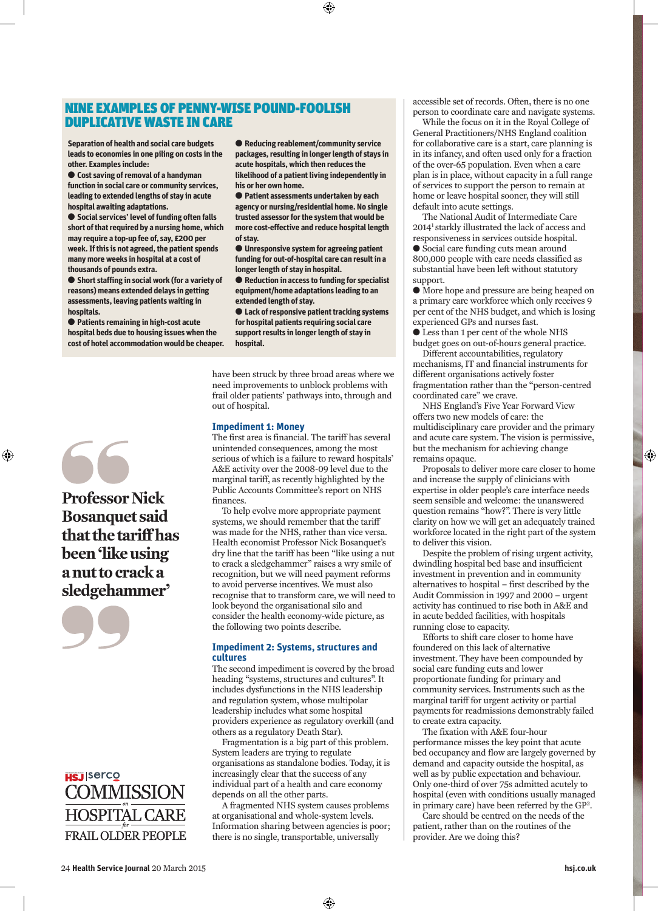## NINE EXAMPLES OF PENNY-WISE POUND-FOOLISH DUPLICATIVE WASTE IN CARE

**Separation of health and social care budgets leads to economies in one piling on costs in the other. Examples include:**

- **Cost saving of removal of a handyman function in social care or community services, leading to extended lengths of stay in acute hospital awaiting adaptations.**
- **Social services' level of funding often falls short of that required by a nursing home, which may require a top-up fee of, say, £200 per week. If this is not agreed, the patient spends many more weeks in hospital at a cost of thousands of pounds extra.**
- **Short staffing in social work (for a variety of reasons) means extended delays in getting assessments, leaving patients waiting in hospitals.**
- **Patients remaining in high-cost acute hospital beds due to housing issues when the cost of hotel accommodation would be cheaper.**
- **Reducing reablement/community service packages, resulting in longer length of stays in acute hospitals, which then reduces the likelihood of a patient living independently in his or her own home.**
- **Patient assessments undertaken by each agency or nursing/residential home. No single trusted assessor for the system that would be more cost-effective and reduce hospital length of stay.**
- **Unresponsive system for agreeing patient funding for out-of-hospital care can result in a longer length of stay in hospital.**
- **Reduction in access to funding for specialist equipment/home adaptations leading to an extended length of stay.**
- **Lack of responsive patient tracking systems for hospital patients requiring social care support results in longer length of stay in hospital.**

> **Professor Nick Bosanquet said that the tariff has been 'like using a nut to crack a sledgehammer'**

have been struck by three broad areas where we need improvements to unblock problems with frail older patients' pathways into, through and out of hospital.

### Impediment 1: Money

The first area is financial. The tariff has several unintended consequences, among the most serious of which is a failure to reward hospitals' A&E activity over the 2008-09 level due to the marginal tariff, as recently highlighted by the Public Accounts Committee's report on NHS finances.

To help evolve more appropriate payment systems, we should remember that the tariff was made for the NHS, rather than vice versa. Health economist Professor Nick Bosanquet's dry line that the tariff has been "like using a nut to crack a sledgehammer" raises a wry smile of recognition, but we will need payment reforms to avoid perverse incentives. We must also recognise that to transform care, we will need to look beyond the organisational silo and consider the health economy-wide picture, as the following two points describe.

### Impediment 2: Systems, structures and cultures

The second impediment is covered by the broad heading "systems, structures and cultures". It includes dysfunctions in the NHS leadership and regulation system, whose multipolar leadership includes what some hospital providers experience as regulatory overkill (and others as a regulatory Death Star).

Fragmentation is a big part of this problem. System leaders are trying to regulate organisations as standalone bodies. Today, it is increasingly clear that the success of any individual part of a health and care economy depends on all the other parts.

A fragmented NHS system causes problems at organisational and whole-system levels. Information sharing between agencies is poor; there is no single, transportable, universally accessible set of records. Often, there is no one person to coordinate care and navigate systems.

While the focus on it in the Royal College of General Practitioners/NHS England coalition for collaborative care is a start, care planning is in its infancy, and often used only for a fraction of the over-65 population. Even when a care plan is in place, without capacity in a full range of services to support the person to remain at home or leave hospital sooner, they will still default into acute settings.

The National Audit of Intermediate Care 2014[1] starkly illustrated the lack of access and responsiveness in services outside hospital.

- Social care funding cuts mean around 800,000 people with care needs classified as substantial have been left without statutory support.
- More hope and pressure are being heaped on a primary care workforce which only receives 9 per cent of the NHS budget, and which is losing experienced GPs and nurses fast.
- Less than 1 per cent of the whole NHS budget goes on out-of-hours general practice.

Different accountabilities, regulatory mechanisms, IT and financial instruments for different organisations actively foster fragmentation rather than the "person-centred coordinated care" we crave.

NHS England's Five Year Forward View offers two new models of care: the multidisciplinary care provider and the primary and acute care system. The vision is permissive, but the mechanism for achieving change remains opaque.

Proposals to deliver more care closer to home and increase the supply of clinicians with expertise in older people's care interface needs seem sensible and welcome: the unanswered question remains "how?". There is very little clarity on how we will get an adequately trained workforce located in the right part of the system to deliver this vision.

Despite the problem of rising urgent activity, dwindling hospital bed base and insufficient investment in prevention and in community alternatives to hospital – first described by the Audit Commission in 1997 and 2000 – urgent activity has continued to rise both in A&E and in acute bedded facilities, with hospitals running close to capacity.

Efforts to shift care closer to home have foundered on this lack of alternative investment. They have been compounded by social care funding cuts and lower proportionate funding for primary and community services. Instruments such as the marginal tariff for urgent activity or partial payments for readmissions demonstrably failed to create extra capacity.

The fixation with A&E four-hour performance misses the key point that acute bed occupancy and flow are largely governed by demand and capacity outside the hospital, as well as by public expectation and behaviour. Only one-third of over 75s admitted acutely to hospital (even with conditions usually managed in primary care) have been referred by the GP[2].

Care should be centred on the needs of the patient, rather than on the routines of the provider. Are we doing this?

HSJ | serco COMMISSION on HOSPITAL CARE for FRAIL OLDER PEOPLE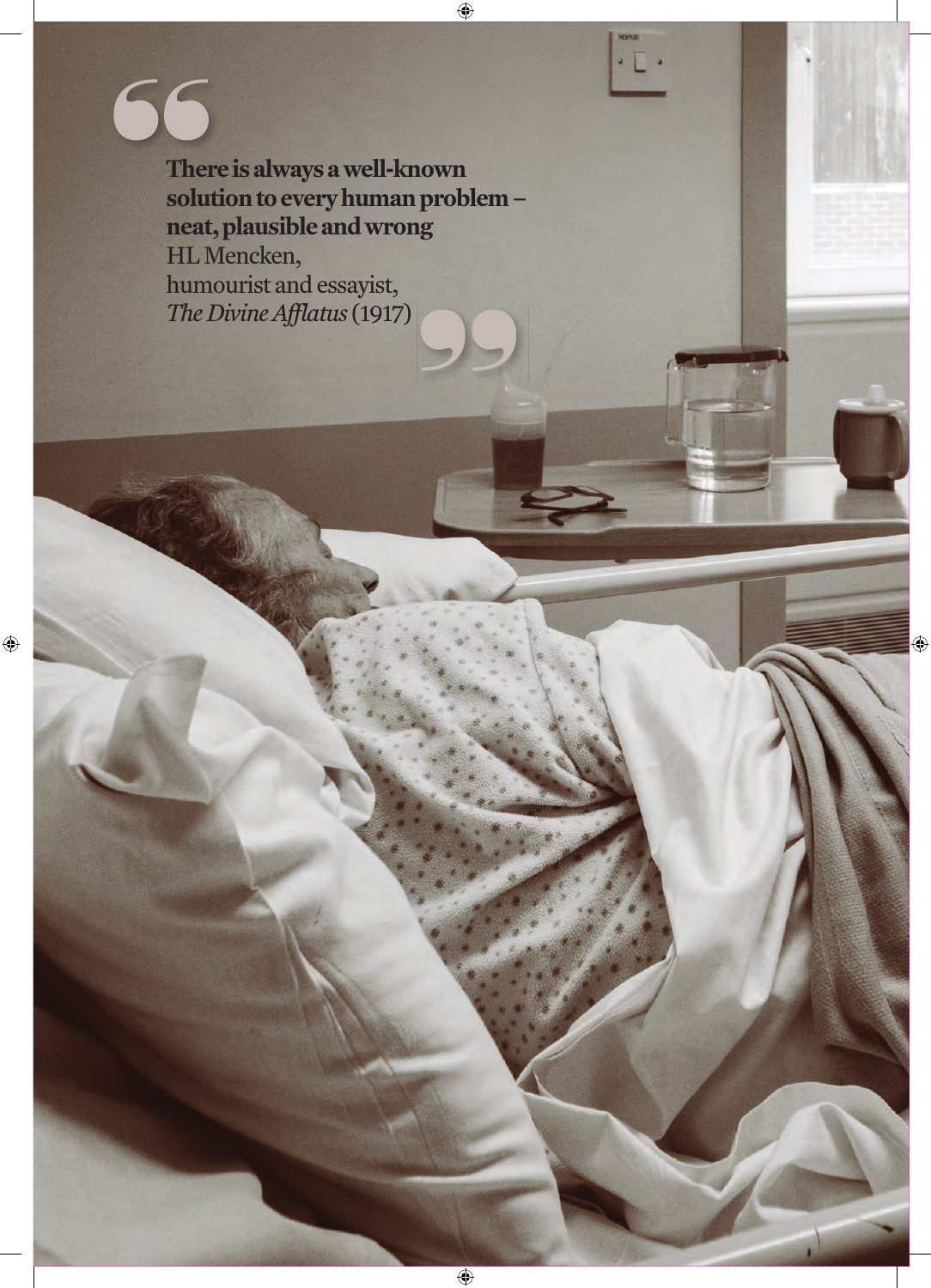> **There is always a well-known solution to every human problem – neat, plausible and wrong**
> HL Mencken,
> humourist and essayist,
> *The Divine Afflatus* (1917)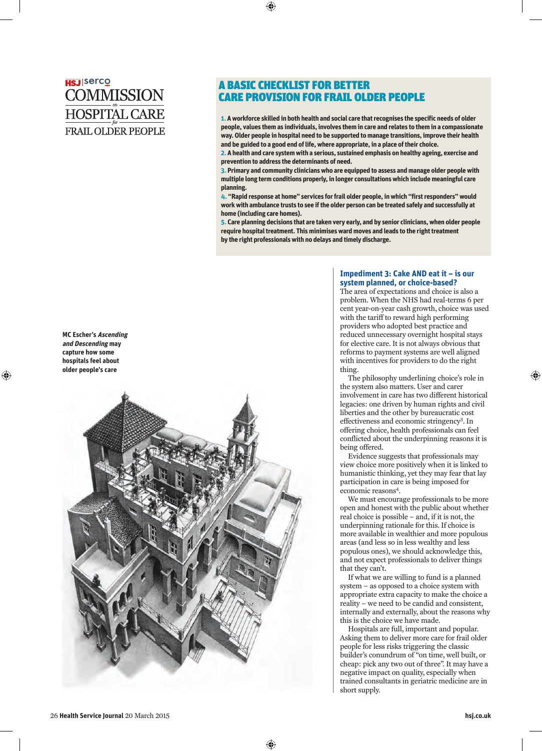HSJ | serco COMMISSION on HOSPITAL CARE for FRAIL OLDER PEOPLE

## A BASIC CHECKLIST FOR BETTER CARE PROVISION FOR FRAIL OLDER PEOPLE

**1.** **A workforce skilled in both health and social care that recognises the specific needs of older people, values them as individuals, involves them in care and relates to them in a compassionate way. Older people in hospital need to be supported to manage transitions, improve their health and be guided to a good end of life, where appropriate, in a place of their choice.**
**2.** **A health and care system with a serious, sustained emphasis on healthy ageing, exercise and prevention to address the determinants of need.**
**3.** **Primary and community clinicians who are equipped to assess and manage older people with multiple long term conditions properly, in longer consultations which include meaningful care planning.**
**4.** **"Rapid response at home" services for frail older people, in which "first responders" would work with ambulance trusts to see if the older person can be treated safely and successfully at home (including care homes).**
**5.** **Care planning decisions that are taken very early, and by senior clinicians, when older people require hospital treatment. This minimises ward moves and leads to the right treatment by the right professionals with no delays and timely discharge.**

**MC Escher's *Ascending and Descending* may capture how some hospitals feel about older people's care**

### Impediment 3: Cake AND eat it – is our system planned, or choice-based?

The area of expectations and choice is also a problem. When the NHS had real-terms 6 per cent year-on-year cash growth, choice was used with the tariff to reward high performing providers who adopted best practice and reduced unnecessary overnight hospital stays for elective care. It is not always obvious that reforms to payment systems are well aligned with incentives for providers to do the right thing.

The philosophy underlining choice's role in the system also matters. User and carer involvement in care has two different historical legacies: one driven by human rights and civil liberties and the other by bureaucratic cost effectiveness and economic stringency[3]. In offering choice, health professionals can feel conflicted about the underpinning reasons it is being offered.

Evidence suggests that professionals may view choice more positively when it is linked to humanistic thinking, yet they may fear that lay participation in care is being imposed for economic reasons[4].

We must encourage professionals to be more open and honest with the public about whether real choice is possible – and, if it is not, the underpinning rationale for this. If choice is more available in wealthier and more populous areas (and less so in less wealthy and less populous ones), we should acknowledge this, and not expect professionals to deliver things that they can't.

If what we are willing to fund is a planned system – as opposed to a choice system with appropriate extra capacity to make the choice a reality – we need to be candid and consistent, internally and externally, about the reasons why this is the choice we have made.

Hospitals are full, important and popular. Asking them to deliver more care for frail older people for less risks triggering the classic builder's conundrum of "on time, well built, or cheap: pick any two out of three". It may have a negative impact on quality, especially when trained consultants in geriatric medicine are in short supply.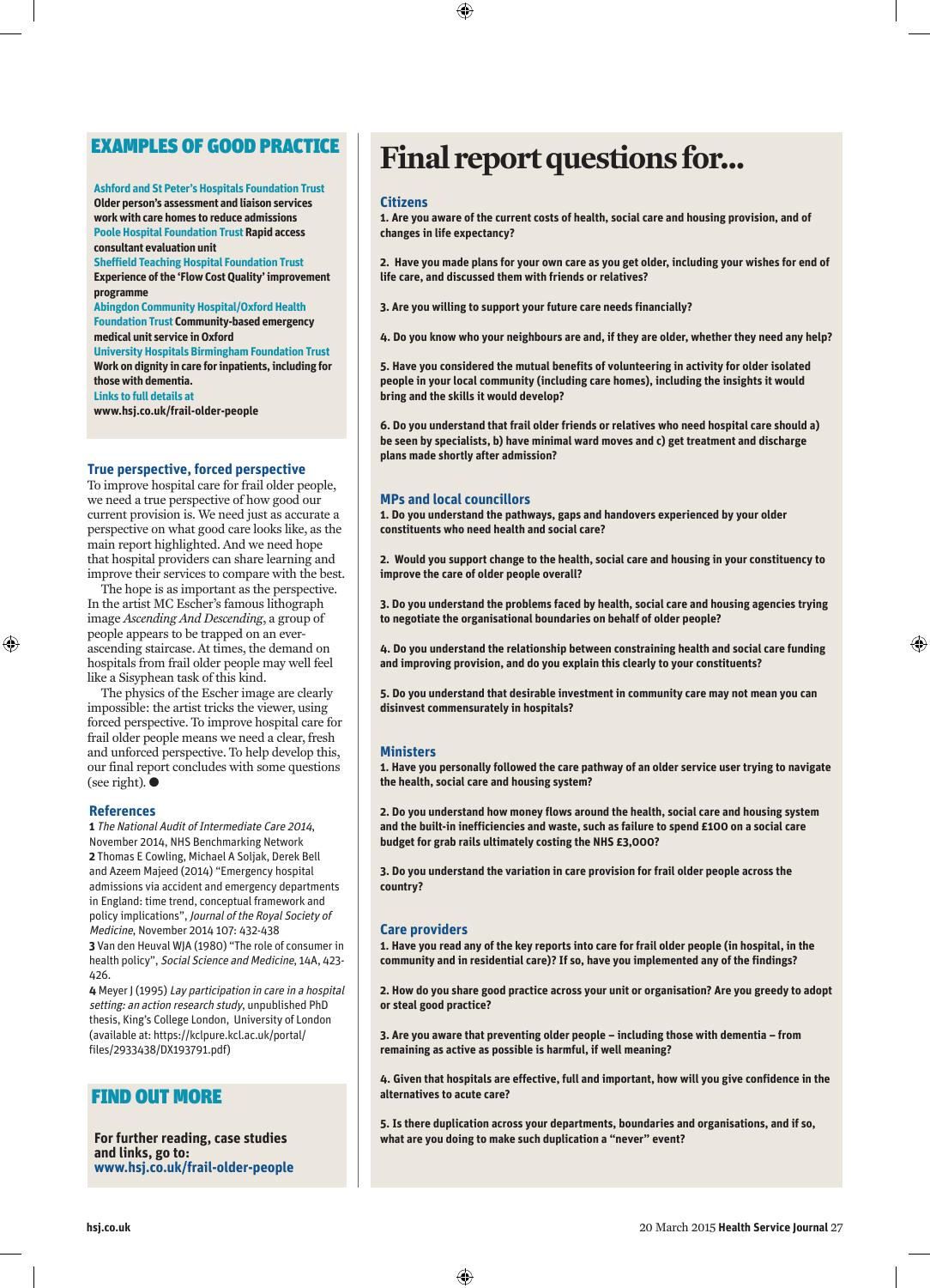## EXAMPLES OF GOOD PRACTICE

**Ashford and St Peter's Hospitals Foundation Trust** Older person's assessment and liaison services work with care homes to reduce admissions
**Poole Hospital Foundation Trust** Rapid access consultant evaluation unit
**Sheffield Teaching Hospital Foundation Trust** Experience of the 'Flow Cost Quality' improvement programme
**Abingdon Community Hospital/Oxford Health Foundation Trust** Community-based emergency medical unit service in Oxford
**University Hospitals Birmingham Foundation Trust** Work on dignity in care for inpatients, including for those with dementia.
**Links to full details at** www.hsj.co.uk/frail-older-people

### True perspective, forced perspective

To improve hospital care for frail older people, we need a true perspective of how good our current provision is. We need just as accurate a perspective on what good care looks like, as the main report highlighted. And we need hope that hospital providers can share learning and improve their services to compare with the best.

The hope is as important as the perspective. In the artist MC Escher's famous lithograph image *Ascending And Descending*, a group of people appears to be trapped on an ever-ascending staircase. At times, the demand on hospitals from frail older people may well feel like a Sisyphean task of this kind.

The physics of the Escher image are clearly impossible: the artist tricks the viewer, using forced perspective. To improve hospital care for frail older people means we need a clear, fresh and unforced perspective. To help develop this, our final report concludes with some questions (see right). ●

### References

1 *The National Audit of Intermediate Care 2014*, November 2014, NHS Benchmarking Network
2 Thomas E Cowling, Michael A Soljak, Derek Bell and Azeem Majeed (2014) "Emergency hospital admissions via accident and emergency departments in England: time trend, conceptual framework and policy implications", *Journal of the Royal Society of Medicine*, November 2014 107: 432-438
3 Van den Heuval WJA (1980) "The role of consumer in health policy", *Social Science and Medicine*, 14A, 423-426.
4 Meyer J (1995) *Lay participation in care in a hospital setting: an action research study*, unpublished PhD thesis, King's College London, University of London (available at: https://kclpure.kcl.ac.uk/portal/files/2933438/DX193791.pdf)

## FIND OUT MORE

**For further reading, case studies and links, go to:**
**www.hsj.co.uk/frail-older-people**

# Final report questions for...

### Citizens

**1. Are you aware of the current costs of health, social care and housing provision, and of changes in life expectancy?**

**2. Have you made plans for your own care as you get older, including your wishes for end of life care, and discussed them with friends or relatives?**

**3. Are you willing to support your future care needs financially?**

**4. Do you know who your neighbours are and, if they are older, whether they need any help?**

**5. Have you considered the mutual benefits of volunteering in activity for older isolated people in your local community (including care homes), including the insights it would bring and the skills it would develop?**

**6. Do you understand that frail older friends or relatives who need hospital care should a) be seen by specialists, b) have minimal ward moves and c) get treatment and discharge plans made shortly after admission?**

### MPs and local councillors

**1. Do you understand the pathways, gaps and handovers experienced by your older constituents who need health and social care?**

**2. Would you support change to the health, social care and housing in your constituency to improve the care of older people overall?**

**3. Do you understand the problems faced by health, social care and housing agencies trying to negotiate the organisational boundaries on behalf of older people?**

**4. Do you understand the relationship between constraining health and social care funding and improving provision, and do you explain this clearly to your constituents?**

**5. Do you understand that desirable investment in community care may not mean you can disinvest commensurately in hospitals?**

### Ministers

**1. Have you personally followed the care pathway of an older service user trying to navigate the health, social care and housing system?**

**2. Do you understand how money flows around the health, social care and housing system and the built-in inefficiencies and waste, such as failure to spend £100 on a social care budget for grab rails ultimately costing the NHS £3,000?**

**3. Do you understand the variation in care provision for frail older people across the country?**

### Care providers

**1. Have you read any of the key reports into care for frail older people (in hospital, in the community and in residential care)? If so, have you implemented any of the findings?**

**2. How do you share good practice across your unit or organisation? Are you greedy to adopt or steal good practice?**

**3. Are you aware that preventing older people – including those with dementia – from remaining as active as possible is harmful, if well meaning?**

**4. Given that hospitals are effective, full and important, how will you give confidence in the alternatives to acute care?**

**5. Is there duplication across your departments, boundaries and organisations, and if so, what are you doing to make such duplication a "never" event?**